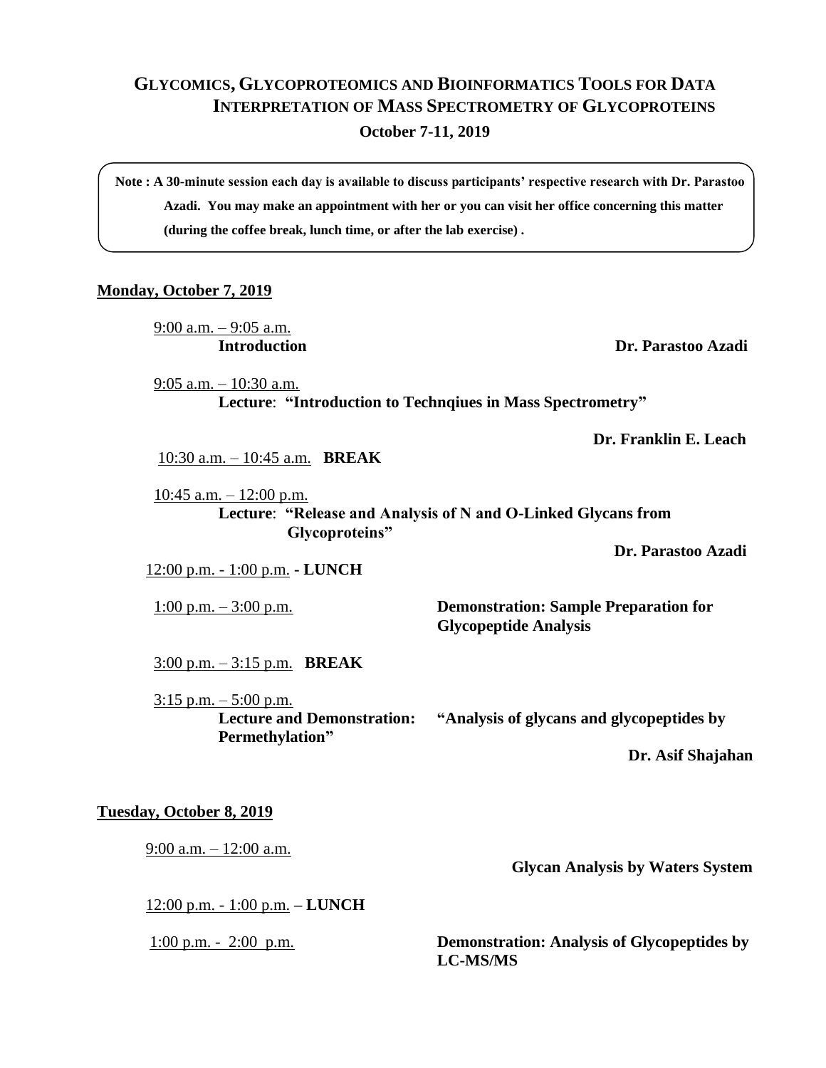# Glycomics, Glycoproteomics and Bioinformatics Tools for Data Interpretation of Mass Spectrometry of Glycoproteins

**October 7-11, 2019**

**Note : A 30-minute session each day is available to discuss participants' respective research with Dr. Parastoo Azadi. You may make an appointment with her or you can visit her office concerning this matter (during the coffee break, lunch time, or after the lab exercise) .**

## Monday, October 7, 2019

9:00 a.m. – 9:05 a.m.
**Introduction** — **Dr. Parastoo Azadi**

9:05 a.m. – 10:30 a.m.
**Lecture**: **"Introduction to Technqiues in Mass Spectrometry"**
**Dr. Franklin E. Leach**

10:30 a.m. – 10:45 a.m. **BREAK**

10:45 a.m. – 12:00 p.m.
**Lecture**: **"Release and Analysis of N and O-Linked Glycans from Glycoproteins"**
**Dr. Parastoo Azadi**

12:00 p.m. - 1:00 p.m. **- LUNCH**

1:00 p.m. – 3:00 p.m. **Demonstration: Sample Preparation for Glycopeptide Analysis**

3:00 p.m. – 3:15 p.m. **BREAK**

3:15 p.m. – 5:00 p.m.
**Lecture and Demonstration: "Analysis of glycans and glycopeptides by Permethylation"**
**Dr. Asif Shajahan**

## Tuesday, October 8, 2019

9:00 a.m. – 12:00 a.m.
**Glycan Analysis by Waters System**

12:00 p.m. - 1:00 p.m. **– LUNCH**

1:00 p.m. - 2:00 p.m. **Demonstration: Analysis of Glycopeptides by LC-MS/MS**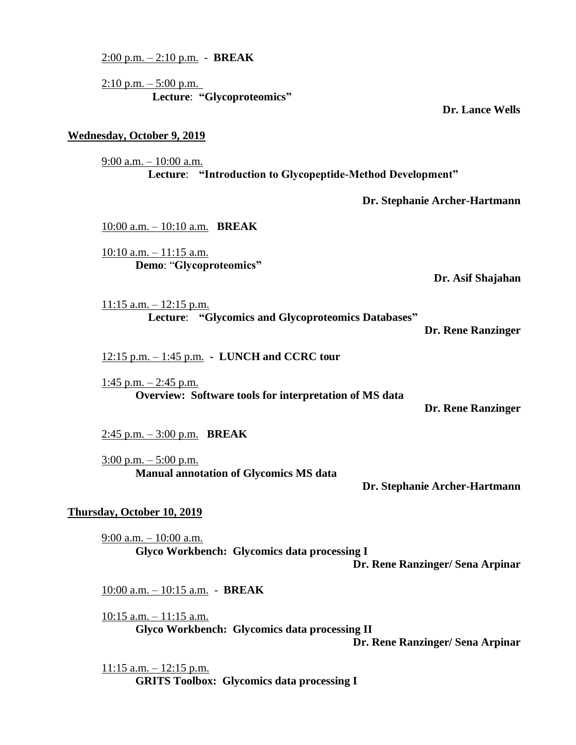2:00 p.m. – 2:10 p.m. - **BREAK**

2:10 p.m. – 5:00 p.m.
**Lecture**: **"Glycoproteomics"**
**Dr. Lance Wells**

**Wednesday, October 9, 2019**

9:00 a.m. – 10:00 a.m.
**Lecture**: **"Introduction to Glycopeptide-Method Development"**
**Dr. Stephanie Archer-Hartmann**

10:00 a.m. – 10:10 a.m. **BREAK**

10:10 a.m. – 11:15 a.m.
**Demo**: "**Glycoproteomics"**
**Dr. Asif Shajahan**

11:15 a.m. – 12:15 p.m.
**Lecture**: **"Glycomics and Glycoproteomics Databases"**
**Dr. Rene Ranzinger**

12:15 p.m. – 1:45 p.m. - **LUNCH and CCRC tour**

1:45 p.m. – 2:45 p.m.
**Overview: Software tools for interpretation of MS data**
**Dr. Rene Ranzinger**

2:45 p.m. – 3:00 p.m. **BREAK**

3:00 p.m. – 5:00 p.m.
**Manual annotation of Glycomics MS data**
**Dr. Stephanie Archer-Hartmann**

**Thursday, October 10, 2019**

9:00 a.m. – 10:00 a.m.
**Glyco Workbench: Glycomics data processing I**
**Dr. Rene Ranzinger/ Sena Arpinar**

10:00 a.m. – 10:15 a.m. - **BREAK**

10:15 a.m. – 11:15 a.m.
**Glyco Workbench: Glycomics data processing II**
**Dr. Rene Ranzinger/ Sena Arpinar**

11:15 a.m. – 12:15 p.m.
**GRITS Toolbox: Glycomics data processing I**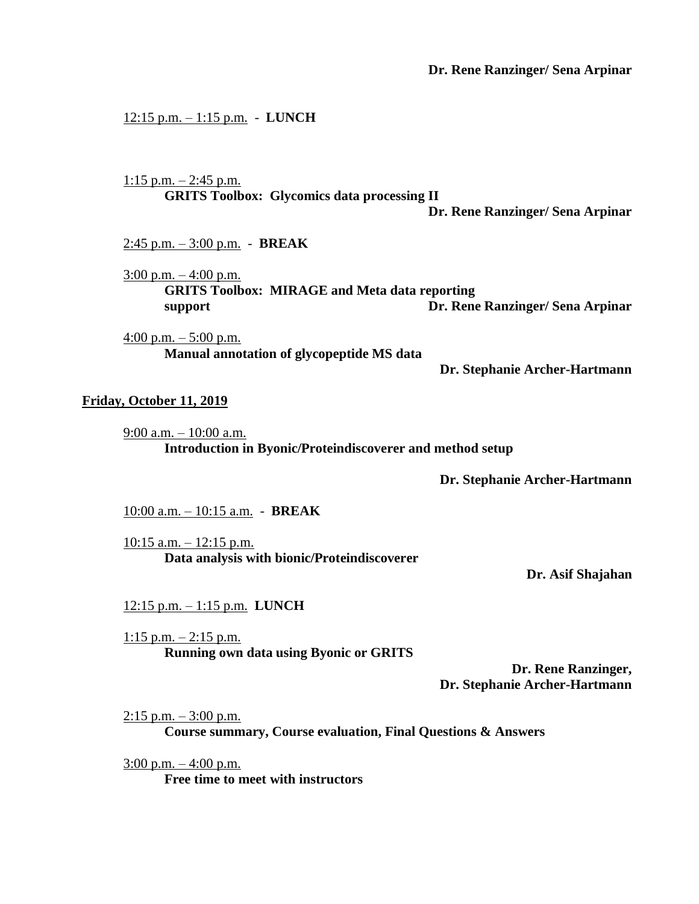**Dr. Rene Ranzinger/ Sena Arpinar**

12:15 p.m. – 1:15 p.m. - **LUNCH**

1:15 p.m. – 2:45 p.m.
**GRITS Toolbox: Glycomics data processing II**
**Dr. Rene Ranzinger/ Sena Arpinar**

2:45 p.m. – 3:00 p.m. - **BREAK**

3:00 p.m. – 4:00 p.m.
**GRITS Toolbox: MIRAGE and Meta data reporting support**
**Dr. Rene Ranzinger/ Sena Arpinar**

4:00 p.m. – 5:00 p.m.
**Manual annotation of glycopeptide MS data**
**Dr. Stephanie Archer-Hartmann**

## Friday, October 11, 2019

9:00 a.m. – 10:00 a.m.
**Introduction in Byonic/Proteindiscoverer and method setup**
**Dr. Stephanie Archer-Hartmann**

10:00 a.m. – 10:15 a.m. - **BREAK**

10:15 a.m. – 12:15 p.m.
**Data analysis with bionic/Proteindiscoverer**
**Dr. Asif Shajahan**

12:15 p.m. – 1:15 p.m. **LUNCH**

1:15 p.m. – 2:15 p.m.
**Running own data using Byonic or GRITS**
**Dr. Rene Ranzinger,**
**Dr. Stephanie Archer-Hartmann**

2:15 p.m. – 3:00 p.m.
**Course summary, Course evaluation, Final Questions & Answers**

3:00 p.m. – 4:00 p.m.
**Free time to meet with instructors**